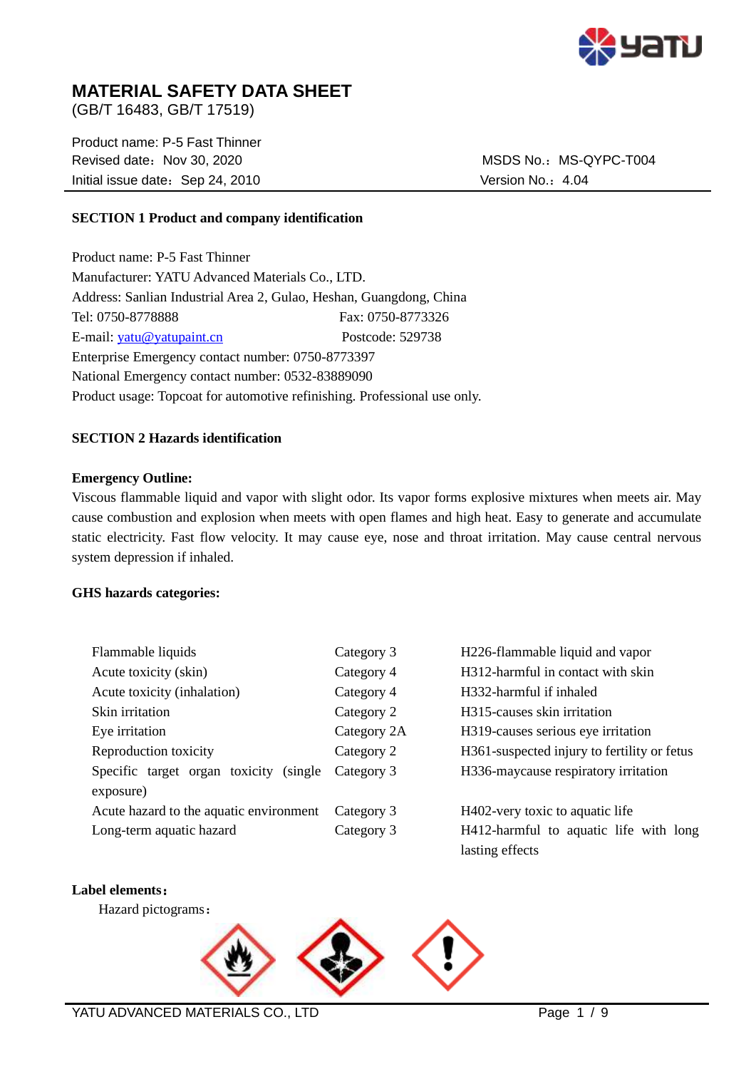# MATERIAL SAFETY DATA SHEET

(GB/T 16483, GB/T 17519)

Product name: P-5 Fast Thinner
Revised date：Nov 30, 2020　　　　　　　　　　　　MSDS No.：MS-QYPC-T004
Initial issue date：Sep 24, 2010　　　　　　　　　　Version No.：4.04

## SECTION 1 Product and company identification

Product name: P-5 Fast Thinner
Manufacturer: YATU Advanced Materials Co., LTD.
Address: Sanlian Industrial Area 2, Gulao, Heshan, Guangdong, China
Tel: 0750-8778888　　　　　　　　Fax: 0750-8773326
E-mail: yatu@yatupaint.cn　　　　　Postcode: 529738
Enterprise Emergency contact number: 0750-8773397
National Emergency contact number: 0532-83889090
Product usage: Topcoat for automotive refinishing. Professional use only.

## SECTION 2 Hazards identification

**Emergency Outline:**

Viscous flammable liquid and vapor with slight odor. Its vapor forms explosive mixtures when meets air. May cause combustion and explosion when meets with open flames and high heat. Easy to generate and accumulate static electricity. Fast flow velocity. It may cause eye, nose and throat irritation. May cause central nervous system depression if inhaled.

**GHS hazards categories:**

| | | |
|---|---|---|
| Flammable liquids | Category 3 | H226-flammable liquid and vapor |
| Acute toxicity (skin) | Category 4 | H312-harmful in contact with skin |
| Acute toxicity (inhalation) | Category 4 | H332-harmful if inhaled |
| Skin irritation | Category 2 | H315-causes skin irritation |
| Eye irritation | Category 2A | H319-causes serious eye irritation |
| Reproduction toxicity | Category 2 | H361-suspected injury to fertility or fetus |
| Specific target organ toxicity (single exposure) | Category 3 | H336-maycause respiratory irritation |
| Acute hazard to the aquatic environment | Category 3 | H402-very toxic to aquatic life |
| Long-term aquatic hazard | Category 3 | H412-harmful to aquatic life with long lasting effects |

**Label elements：**

Hazard pictograms：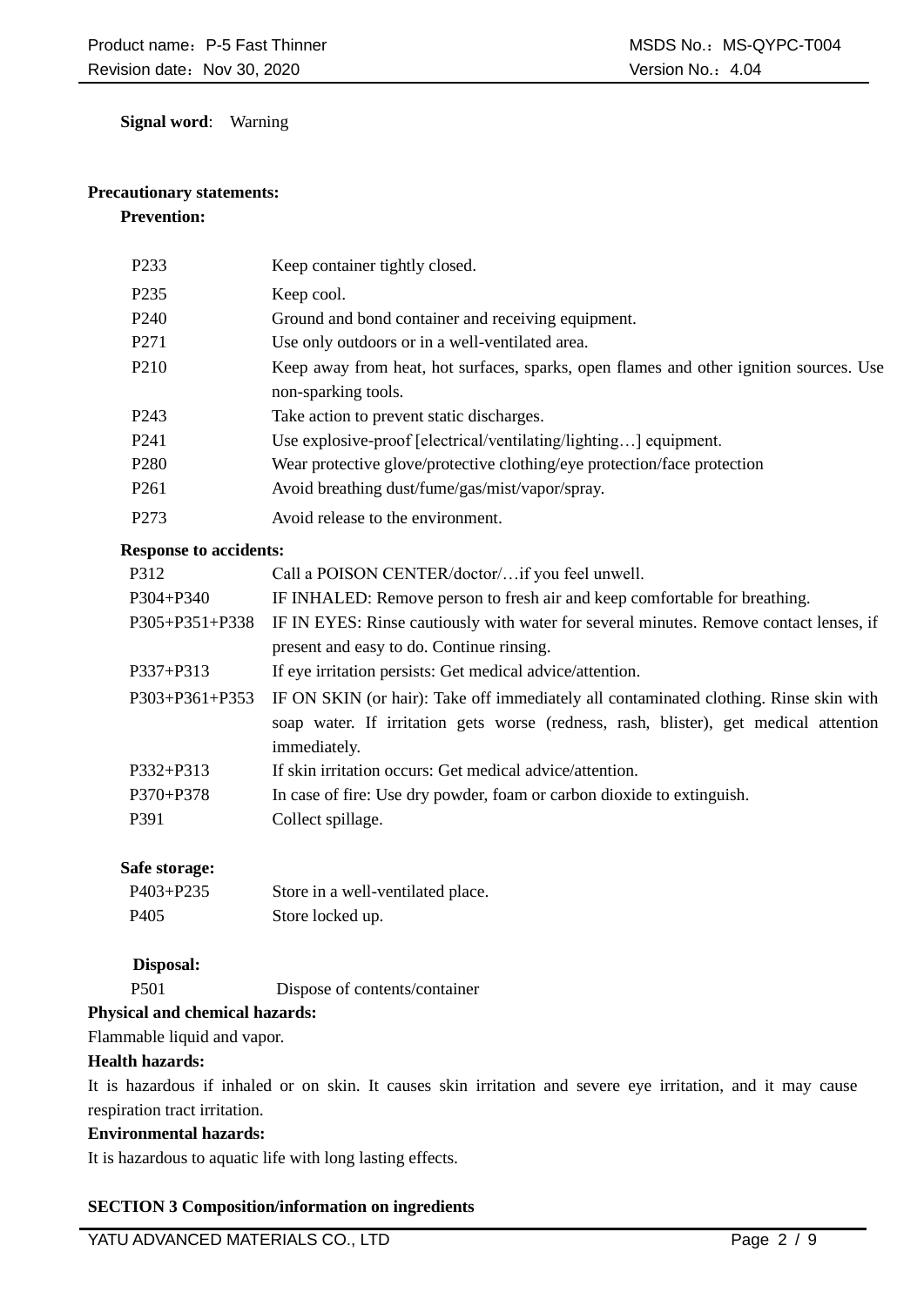**Signal word**: Warning

**Precautionary statements:**

**Prevention:**

| | |
|---|---|
| P233 | Keep container tightly closed. |
| P235 | Keep cool. |
| P240 | Ground and bond container and receiving equipment. |
| P271 | Use only outdoors or in a well-ventilated area. |
| P210 | Keep away from heat, hot surfaces, sparks, open flames and other ignition sources. Use non-sparking tools. |
| P243 | Take action to prevent static discharges. |
| P241 | Use explosive-proof [electrical/ventilating/lighting…] equipment. |
| P280 | Wear protective glove/protective clothing/eye protection/face protection |
| P261 | Avoid breathing dust/fume/gas/mist/vapor/spray. |
| P273 | Avoid release to the environment. |

**Response to accidents:**

| | |
|---|---|
| P312 | Call a POISON CENTER/doctor/…if you feel unwell. |
| P304+P340 | IF INHALED: Remove person to fresh air and keep comfortable for breathing. |
| P305+P351+P338 | IF IN EYES: Rinse cautiously with water for several minutes. Remove contact lenses, if present and easy to do. Continue rinsing. |
| P337+P313 | If eye irritation persists: Get medical advice/attention. |
| P303+P361+P353 | IF ON SKIN (or hair): Take off immediately all contaminated clothing. Rinse skin with soap water. If irritation gets worse (redness, rash, blister), get medical attention immediately. |
| P332+P313 | If skin irritation occurs: Get medical advice/attention. |
| P370+P378 | In case of fire: Use dry powder, foam or carbon dioxide to extinguish. |
| P391 | Collect spillage. |

**Safe storage:**

| | |
|---|---|
| P403+P235 | Store in a well-ventilated place. |
| P405 | Store locked up. |

**Disposal:**

| | |
|---|---|
| P501 | Dispose of contents/container |

**Physical and chemical hazards:**

Flammable liquid and vapor.

**Health hazards:**

It is hazardous if inhaled or on skin. It causes skin irritation and severe eye irritation, and it may cause respiration tract irritation.

**Environmental hazards:**

It is hazardous to aquatic life with long lasting effects.

**SECTION 3 Composition/information on ingredients**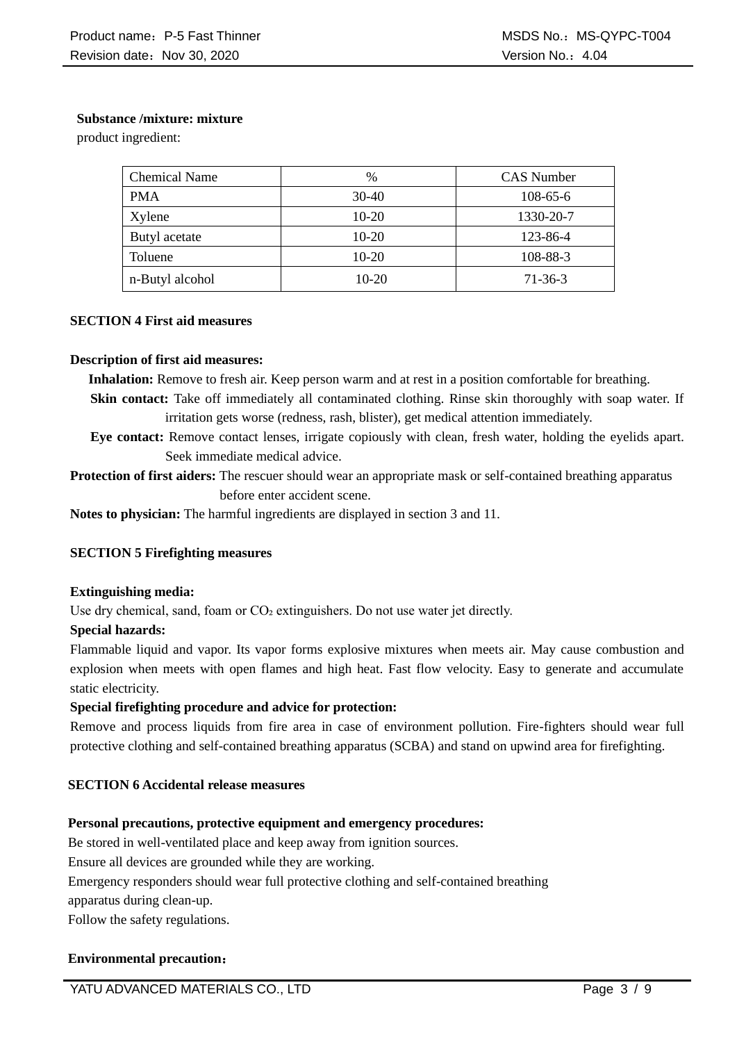**Substance /mixture: mixture**

product ingredient:

| Chemical Name | % | CAS Number |
|---|---|---|
| PMA | 30-40 | 108-65-6 |
| Xylene | 10-20 | 1330-20-7 |
| Butyl acetate | 10-20 | 123-86-4 |
| Toluene | 10-20 | 108-88-3 |
| n-Butyl alcohol | 10-20 | 71-36-3 |

## SECTION 4 First aid measures

**Description of first aid measures:**

**Inhalation:** Remove to fresh air. Keep person warm and at rest in a position comfortable for breathing.

**Skin contact:** Take off immediately all contaminated clothing. Rinse skin thoroughly with soap water. If irritation gets worse (redness, rash, blister), get medical attention immediately.

**Eye contact:** Remove contact lenses, irrigate copiously with clean, fresh water, holding the eyelids apart. Seek immediate medical advice.

**Protection of first aiders:** The rescuer should wear an appropriate mask or self-contained breathing apparatus before enter accident scene.

**Notes to physician:** The harmful ingredients are displayed in section 3 and 11.

## SECTION 5 Firefighting measures

**Extinguishing media:**

Use dry chemical, sand, foam or $CO_2$ extinguishers. Do not use water jet directly.

**Special hazards:**

Flammable liquid and vapor. Its vapor forms explosive mixtures when meets air. May cause combustion and explosion when meets with open flames and high heat. Fast flow velocity. Easy to generate and accumulate static electricity.

**Special firefighting procedure and advice for protection:**

Remove and process liquids from fire area in case of environment pollution. Fire-fighters should wear full protective clothing and self-contained breathing apparatus (SCBA) and stand on upwind area for firefighting.

## SECTION 6 Accidental release measures

**Personal precautions, protective equipment and emergency procedures:**

Be stored in well-ventilated place and keep away from ignition sources.

Ensure all devices are grounded while they are working.

Emergency responders should wear full protective clothing and self-contained breathing apparatus during clean-up.

Follow the safety regulations.

**Environmental precaution:**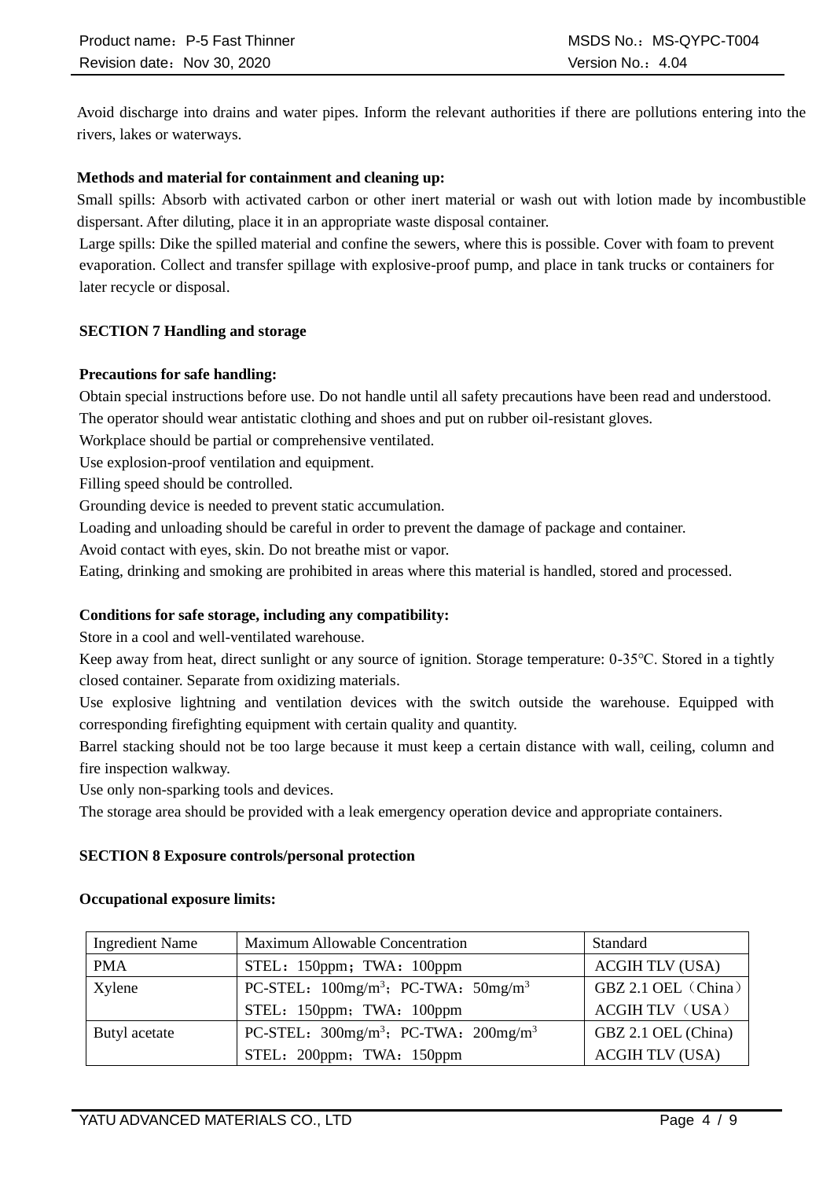Avoid discharge into drains and water pipes. Inform the relevant authorities if there are pollutions entering into the rivers, lakes or waterways.

**Methods and material for containment and cleaning up:**

Small spills: Absorb with activated carbon or other inert material or wash out with lotion made by incombustible dispersant. After diluting, place it in an appropriate waste disposal container.

Large spills: Dike the spilled material and confine the sewers, where this is possible. Cover with foam to prevent evaporation. Collect and transfer spillage with explosive-proof pump, and place in tank trucks or containers for later recycle or disposal.

## SECTION 7 Handling and storage

**Precautions for safe handling:**

Obtain special instructions before use. Do not handle until all safety precautions have been read and understood.

The operator should wear antistatic clothing and shoes and put on rubber oil-resistant gloves.

Workplace should be partial or comprehensive ventilated.

Use explosion-proof ventilation and equipment.

Filling speed should be controlled.

Grounding device is needed to prevent static accumulation.

Loading and unloading should be careful in order to prevent the damage of package and container.

Avoid contact with eyes, skin. Do not breathe mist or vapor.

Eating, drinking and smoking are prohibited in areas where this material is handled, stored and processed.

**Conditions for safe storage, including any compatibility:**

Store in a cool and well-ventilated warehouse.

Keep away from heat, direct sunlight or any source of ignition. Storage temperature: 0-35°C. Stored in a tightly closed container. Separate from oxidizing materials.

Use explosive lightning and ventilation devices with the switch outside the warehouse. Equipped with corresponding firefighting equipment with certain quality and quantity.

Barrel stacking should not be too large because it must keep a certain distance with wall, ceiling, column and fire inspection walkway.

Use only non-sparking tools and devices.

The storage area should be provided with a leak emergency operation device and appropriate containers.

## SECTION 8 Exposure controls/personal protection

**Occupational exposure limits:**

| Ingredient Name | Maximum Allowable Concentration | Standard |
|---|---|---|
| PMA | STEL：150ppm；TWA：100ppm | ACGIH TLV (USA) |
| Xylene | PC-STEL：100mg/$m^3$；PC-TWA：50mg/$m^3$ | GBZ 2.1 OEL（China） |
| | STEL：150ppm；TWA：100ppm | ACGIH TLV（USA） |
| Butyl acetate | PC-STEL：300mg/$m^3$；PC-TWA：200mg/$m^3$ | GBZ 2.1 OEL (China) |
| | STEL：200ppm；TWA：150ppm | ACGIH TLV (USA) |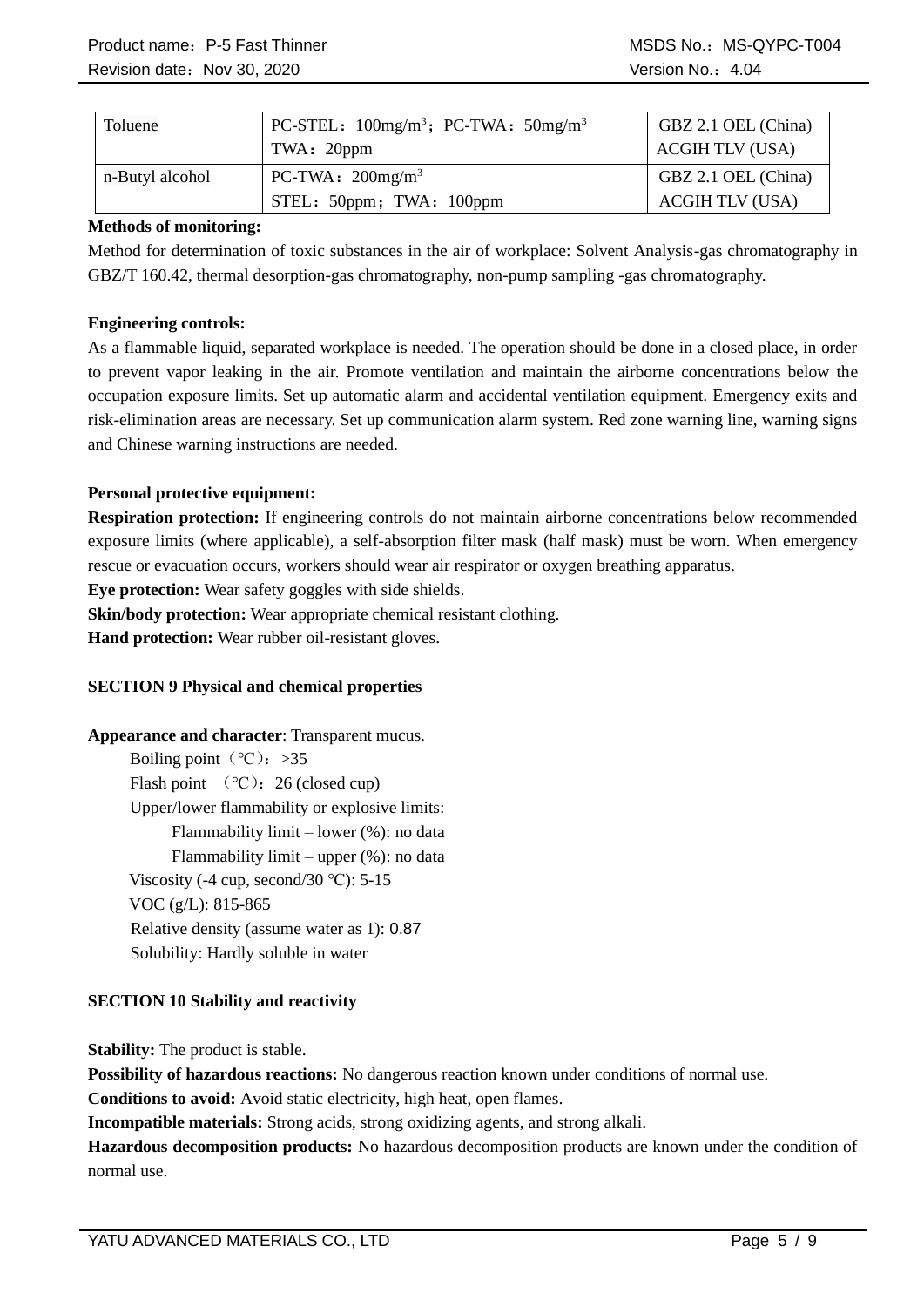| Toluene | PC-STEL：100mg/m$^3$；PC-TWA：50mg/m$^3$<br>TWA：20ppm | GBZ 2.1 OEL (China)<br>ACGIH TLV (USA) |
|---|---|---|
| n-Butyl alcohol | PC-TWA：200mg/m$^3$<br>STEL：50ppm；TWA：100ppm | GBZ 2.1 OEL (China)<br>ACGIH TLV (USA) |

**Methods of monitoring:**

Method for determination of toxic substances in the air of workplace: Solvent Analysis-gas chromatography in GBZ/T 160.42, thermal desorption-gas chromatography, non-pump sampling -gas chromatography.

**Engineering controls:**

As a flammable liquid, separated workplace is needed. The operation should be done in a closed place, in order to prevent vapor leaking in the air. Promote ventilation and maintain the airborne concentrations below the occupation exposure limits. Set up automatic alarm and accidental ventilation equipment. Emergency exits and risk-elimination areas are necessary. Set up communication alarm system. Red zone warning line, warning signs and Chinese warning instructions are needed.

**Personal protective equipment:**

**Respiration protection:** If engineering controls do not maintain airborne concentrations below recommended exposure limits (where applicable), a self-absorption filter mask (half mask) must be worn. When emergency rescue or evacuation occurs, workers should wear air respirator or oxygen breathing apparatus.

**Eye protection:** Wear safety goggles with side shields.

**Skin/body protection:** Wear appropriate chemical resistant clothing.

**Hand protection:** Wear rubber oil-resistant gloves.

## SECTION 9 Physical and chemical properties

**Appearance and character**: Transparent mucus.

- Boiling point（℃）：>35
- Flash point （℃）：26 (closed cup)
- Upper/lower flammability or explosive limits:
  - Flammability limit – lower (%): no data
  - Flammability limit – upper (%): no data
- Viscosity (-4 cup, second/30 ℃): 5-15
- VOC (g/L): 815-865
- Relative density (assume water as 1): 0.87
- Solubility: Hardly soluble in water

## SECTION 10 Stability and reactivity

**Stability:** The product is stable.

**Possibility of hazardous reactions:** No dangerous reaction known under conditions of normal use.

**Conditions to avoid:** Avoid static electricity, high heat, open flames.

**Incompatible materials:** Strong acids, strong oxidizing agents, and strong alkali.

**Hazardous decomposition products:** No hazardous decomposition products are known under the condition of normal use.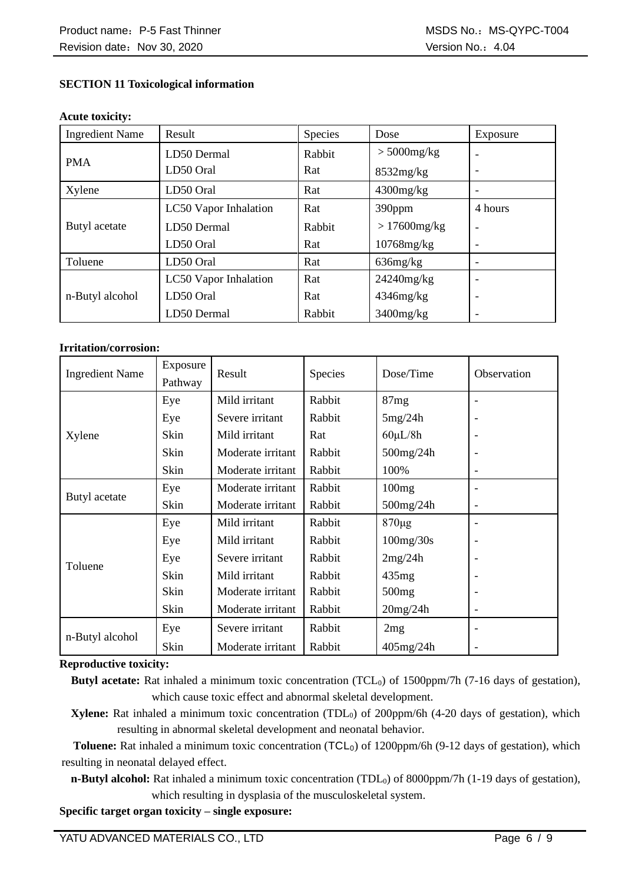## SECTION 11 Toxicological information

**Acute toxicity:**

| Ingredient Name | Result | Species | Dose | Exposure |
|---|---|---|---|---|
| PMA | LD50 Dermal | Rabbit | ＞5000mg/kg | - |
| | LD50 Oral | Rat | 8532mg/kg | - |
| Xylene | LD50 Oral | Rat | 4300mg/kg | - |
| Butyl acetate | LC50 Vapor Inhalation | Rat | 390ppm | 4 hours |
| | LD50 Dermal | Rabbit | ＞17600mg/kg | - |
| | LD50 Oral | Rat | 10768mg/kg | - |
| Toluene | LD50 Oral | Rat | 636mg/kg | - |
| n-Butyl alcohol | LC50 Vapor Inhalation | Rat | 24240mg/kg | - |
| | LD50 Oral | Rat | 4346mg/kg | - |
| | LD50 Dermal | Rabbit | 3400mg/kg | - |

**Irritation/corrosion:**

| Ingredient Name | Exposure Pathway | Result | Species | Dose/Time | Observation |
|---|---|---|---|---|---|
| Xylene | Eye | Mild irritant | Rabbit | 87mg | - |
| | Eye | Severe irritant | Rabbit | 5mg/24h | - |
| | Skin | Mild irritant | Rat | 60μL/8h | - |
| | Skin | Moderate irritant | Rabbit | 500mg/24h | - |
| | Skin | Moderate irritant | Rabbit | 100% | - |
| Butyl acetate | Eye | Moderate irritant | Rabbit | 100mg | - |
| | Skin | Moderate irritant | Rabbit | 500mg/24h | - |
| Toluene | Eye | Mild irritant | Rabbit | 870μg | - |
| | Eye | Mild irritant | Rabbit | 100mg/30s | - |
| | Eye | Severe irritant | Rabbit | 2mg/24h | - |
| | Skin | Mild irritant | Rabbit | 435mg | - |
| | Skin | Moderate irritant | Rabbit | 500mg | - |
| | Skin | Moderate irritant | Rabbit | 20mg/24h | - |
| n-Butyl alcohol | Eye | Severe irritant | Rabbit | 2mg | - |
| | Skin | Moderate irritant | Rabbit | 405mg/24h | - |

**Reproductive toxicity:**

**Butyl acetate:** Rat inhaled a minimum toxic concentration ($TCL_0$) of 1500ppm/7h (7-16 days of gestation), which cause toxic effect and abnormal skeletal development.

**Xylene:** Rat inhaled a minimum toxic concentration ($TDL_0$) of 200ppm/6h (4-20 days of gestation), which resulting in abnormal skeletal development and neonatal behavior.

**Toluene:** Rat inhaled a minimum toxic concentration ($TCL_0$) of 1200ppm/6h (9-12 days of gestation), which resulting in neonatal delayed effect.

**n-Butyl alcohol:** Rat inhaled a minimum toxic concentration ($TDL_0$) of 8000ppm/7h (1-19 days of gestation), which resulting in dysplasia of the musculoskeletal system.

**Specific target organ toxicity – single exposure:**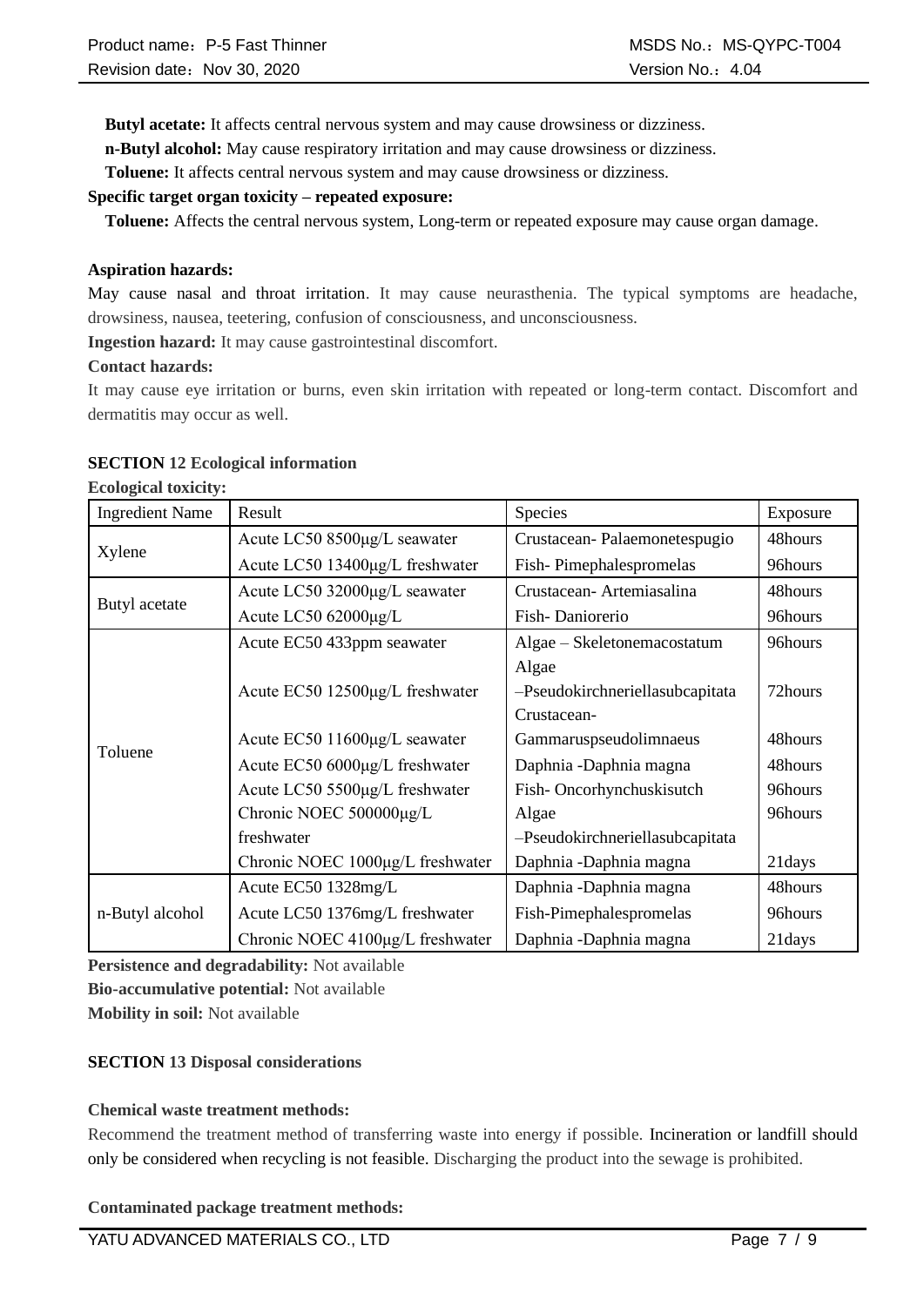**Butyl acetate:** It affects central nervous system and may cause drowsiness or dizziness.

**n-Butyl alcohol:** May cause respiratory irritation and may cause drowsiness or dizziness.

**Toluene:** It affects central nervous system and may cause drowsiness or dizziness.

**Specific target organ toxicity – repeated exposure:**

**Toluene:** Affects the central nervous system, Long-term or repeated exposure may cause organ damage.

**Aspiration hazards:**

May cause nasal and throat irritation. It may cause neurasthenia. The typical symptoms are headache, drowsiness, nausea, teetering, confusion of consciousness, and unconsciousness.

**Ingestion hazard:** It may cause gastrointestinal discomfort.

**Contact hazards:**

It may cause eye irritation or burns, even skin irritation with repeated or long-term contact. Discomfort and dermatitis may occur as well.

## SECTION 12 Ecological information

**Ecological toxicity:**

| Ingredient Name | Result | Species | Exposure |
|---|---|---|---|
| Xylene | Acute LC50 8500μg/L seawater | Crustacean- Palaemonetespugio | 48hours |
| | Acute LC50 13400μg/L freshwater | Fish- Pimephalespromelas | 96hours |
| Butyl acetate | Acute LC50 32000μg/L seawater | Crustacean- Artemiasalina | 48hours |
| | Acute LC50 62000μg/L | Fish- Daniorerio | 96hours |
| Toluene | Acute EC50 433ppm seawater | Algae – Skeletonemacostatum | 96hours |
| | Acute EC50 12500μg/L freshwater | Algae –Pseudokirchneriellasubcapitata | 72hours |
| | Acute EC50 11600μg/L seawater | Crustacean- Gammaruspseudolimnaeus | 48hours |
| | Acute EC50 6000μg/L freshwater | Daphnia -Daphnia magna | 48hours |
| | Acute LC50 5500μg/L freshwater | Fish- Oncorhynchuskisutch | 96hours |
| | Chronic NOEC 500000μg/L freshwater | Algae –Pseudokirchneriellasubcapitata | 96hours |
| | Chronic NOEC 1000μg/L freshwater | Daphnia -Daphnia magna | 21days |
| n-Butyl alcohol | Acute EC50 1328mg/L | Daphnia -Daphnia magna | 48hours |
| | Acute LC50 1376mg/L freshwater | Fish-Pimephalespromelas | 96hours |
| | Chronic NOEC 4100μg/L freshwater | Daphnia -Daphnia magna | 21days |

**Persistence and degradability:** Not available

**Bio-accumulative potential:** Not available

**Mobility in soil:** Not available

## SECTION 13 Disposal considerations

**Chemical waste treatment methods:**

Recommend the treatment method of transferring waste into energy if possible. Incineration or landfill should only be considered when recycling is not feasible. Discharging the product into the sewage is prohibited.

**Contaminated package treatment methods:**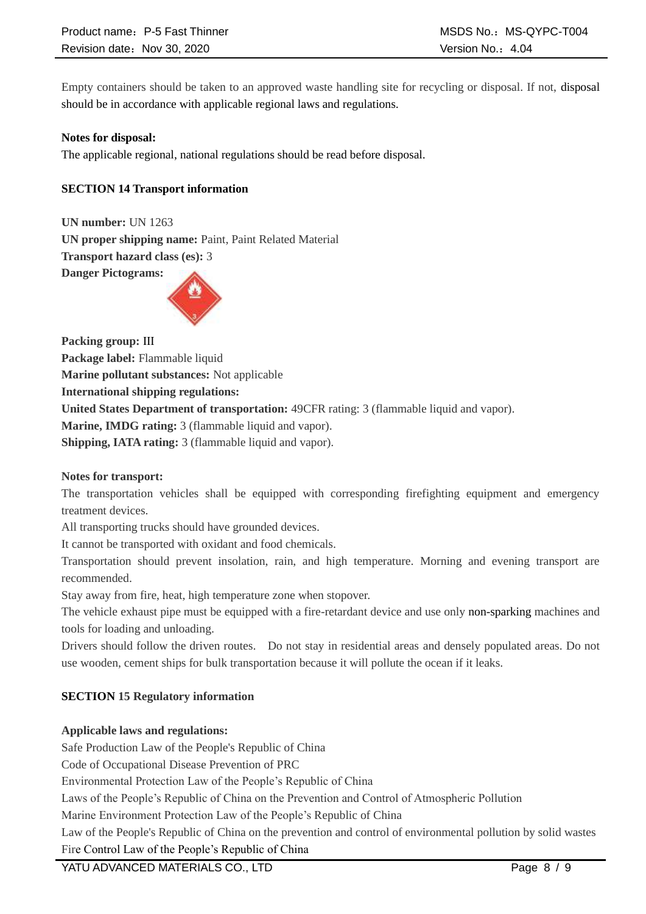Empty containers should be taken to an approved waste handling site for recycling or disposal. If not, disposal should be in accordance with applicable regional laws and regulations.

**Notes for disposal:**

The applicable regional, national regulations should be read before disposal.

## SECTION 14 Transport information

**UN number:** UN 1263
**UN proper shipping name:** Paint, Paint Related Material
**Transport hazard class (es):** 3
**Danger Pictograms:**

**Packing group:** III
**Package label:** Flammable liquid
**Marine pollutant substances:** Not applicable
**International shipping regulations:**
**United States Department of transportation:** 49CFR rating: 3 (flammable liquid and vapor).
**Marine, IMDG rating:** 3 (flammable liquid and vapor).
**Shipping, IATA rating:** 3 (flammable liquid and vapor).

**Notes for transport:**

The transportation vehicles shall be equipped with corresponding firefighting equipment and emergency treatment devices.

All transporting trucks should have grounded devices.

It cannot be transported with oxidant and food chemicals.

Transportation should prevent insolation, rain, and high temperature. Morning and evening transport are recommended.

Stay away from fire, heat, high temperature zone when stopover.

The vehicle exhaust pipe must be equipped with a fire-retardant device and use only non-sparking machines and tools for loading and unloading.

Drivers should follow the driven routes. Do not stay in residential areas and densely populated areas. Do not use wooden, cement ships for bulk transportation because it will pollute the ocean if it leaks.

## SECTION 15 Regulatory information

**Applicable laws and regulations:**

Safe Production Law of the People's Republic of China
Code of Occupational Disease Prevention of PRC
Environmental Protection Law of the People's Republic of China
Laws of the People's Republic of China on the Prevention and Control of Atmospheric Pollution
Marine Environment Protection Law of the People's Republic of China
Law of the People's Republic of China on the prevention and control of environmental pollution by solid wastes
Fire Control Law of the People's Republic of China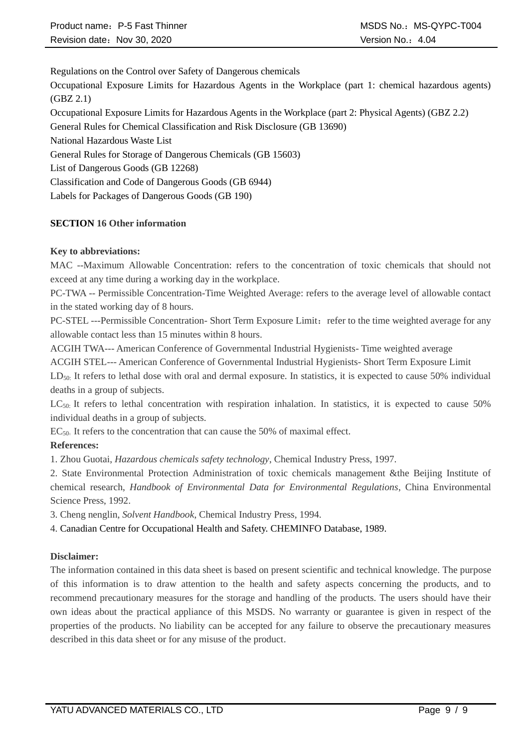Regulations on the Control over Safety of Dangerous chemicals

Occupational Exposure Limits for Hazardous Agents in the Workplace (part 1: chemical hazardous agents) (GBZ 2.1)

Occupational Exposure Limits for Hazardous Agents in the Workplace (part 2: Physical Agents) (GBZ 2.2)

General Rules for Chemical Classification and Risk Disclosure (GB 13690)

National Hazardous Waste List

General Rules for Storage of Dangerous Chemicals (GB 15603)

List of Dangerous Goods (GB 12268)

Classification and Code of Dangerous Goods (GB 6944)

Labels for Packages of Dangerous Goods (GB 190)

## SECTION 16 Other information

**Key to abbreviations:**

MAC --Maximum Allowable Concentration: refers to the concentration of toxic chemicals that should not exceed at any time during a working day in the workplace.

PC-TWA -- Permissible Concentration-Time Weighted Average: refers to the average level of allowable contact in the stated working day of 8 hours.

PC-STEL ---Permissible Concentration- Short Term Exposure Limit：refer to the time weighted average for any allowable contact less than 15 minutes within 8 hours.

ACGIH TWA--- American Conference of Governmental Industrial Hygienists- Time weighted average

ACGIH STEL--- American Conference of Governmental Industrial Hygienists- Short Term Exposure Limit

$LD_{50:}$ It refers to lethal dose with oral and dermal exposure. In statistics, it is expected to cause 50% individual deaths in a group of subjects.

$LC_{50:}$ It refers to lethal concentration with respiration inhalation. In statistics, it is expected to cause 50% individual deaths in a group of subjects.

$EC_{50:}$ It refers to the concentration that can cause the 50% of maximal effect.

**References:**

1. Zhou Guotai, *Hazardous chemicals safety technology*, Chemical Industry Press, 1997.
2. State Environmental Protection Administration of toxic chemicals management &the Beijing Institute of chemical research, *Handbook of Environmental Data for Environmental Regulations*, China Environmental Science Press, 1992.
3. Cheng nenglin, *Solvent Handbook*, Chemical Industry Press, 1994.
4. Canadian Centre for Occupational Health and Safety. CHEMINFO Database, 1989.

**Disclaimer:**

The information contained in this data sheet is based on present scientific and technical knowledge. The purpose of this information is to draw attention to the health and safety aspects concerning the products, and to recommend precautionary measures for the storage and handling of the products. The users should have their own ideas about the practical appliance of this MSDS. No warranty or guarantee is given in respect of the properties of the products. No liability can be accepted for any failure to observe the precautionary measures described in this data sheet or for any misuse of the product.